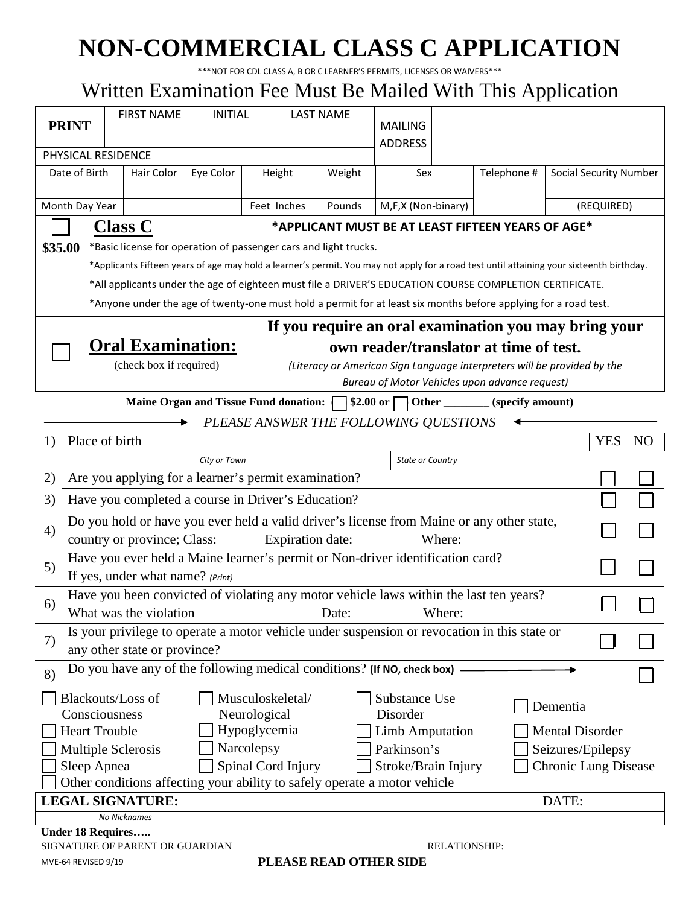# NON-COMMERCIAL CLASS C APPLICATION

***NOT FOR CDL CLASS A, B OR C LEARNER'S PERMITS, LICENSES OR WAIVERS***

## Written Examination Fee Must Be Mailed With This Application

| **PRINT** | FIRST NAME | INITIAL | LAST NAME | MAILING ADDRESS | | | |
|---|---|---|---|---|---|---|---|
| PHYSICAL RESIDENCE | | | | | | | |
| Date of Birth | Hair Color | Eye Color | Height | Weight | Sex | Telephone # | Social Security Number |
| | | | | | | | |
| Month Day Year | | | Feet Inches | Pounds | M,F,X (Non-binary) | | (REQUIRED) |

☐ **Class C** — ***APPLICANT MUST BE AT LEAST FIFTEEN YEARS OF AGE***

**$35.00**

*Basic license for operation of passenger cars and light trucks.

*Applicants Fifteen years of age may hold a learner's permit. You may not apply for a road test until attaining your sixteenth birthday.

*All applicants under the age of eighteen must file a DRIVER'S EDUCATION COURSE COMPLETION CERTIFICATE.

*Anyone under the age of twenty-one must hold a permit for at least six months before applying for a road test.

☐ **Oral Examination:** (check box if required)

**If you require an oral examination you may bring your own reader/translator at time of test.**

*(Literacy or American Sign Language interpreters will be provided by the Bureau of Motor Vehicles upon advance request)*

**Maine Organ and Tissue Fund donation:** ☐ **$2.00 or** ☐ **Other ________ (specify amount)**

*PLEASE ANSWER THE FOLLOWING QUESTIONS*

| # | Question | YES | NO |
|---|---|---|---|
| 1) | Place of birth ____________ City or Town ____________ State or Country | | |
| 2) | Are you applying for a learner's permit examination? | ☐ | ☐ |
| 3) | Have you completed a course in Driver's Education? | ☐ | ☐ |
| 4) | Do you hold or have you ever held a valid driver's license from Maine or any other state, country or province; Class: Expiration date: Where: | ☐ | ☐ |
| 5) | Have you ever held a Maine learner's permit or Non-driver identification card? If yes, under what name? *(Print)* | ☐ | ☐ |
| 6) | Have you been convicted of violating any motor vehicle laws within the last ten years? What was the violation Date: Where: | ☐ | ☐ |
| 7) | Is your privilege to operate a motor vehicle under suspension or revocation in this state or any other state or province? | ☐ | ☐ |
| 8) | Do you have any of the following medical conditions? **(If NO, check box)** | | ☐ |

☐ Blackouts/Loss of Consciousness ☐ Musculoskeletal/ Neurological ☐ Substance Use Disorder ☐ Dementia
☐ Heart Trouble ☐ Hypoglycemia ☐ Limb Amputation ☐ Mental Disorder
☐ Multiple Sclerosis ☐ Narcolepsy ☐ Parkinson's ☐ Seizures/Epilepsy
☐ Sleep Apnea ☐ Spinal Cord Injury ☐ Stroke/Brain Injury ☐ Chronic Lung Disease
☐ Other conditions affecting your ability to safely operate a motor vehicle

**LEGAL SIGNATURE:** ______________________ DATE: __________

*No Nicknames*

**Under 18 Requires…..**

SIGNATURE OF PARENT OR GUARDIAN ______________________ RELATIONSHIP: __________

MVE-64 REVISED 9/19

**PLEASE READ OTHER SIDE**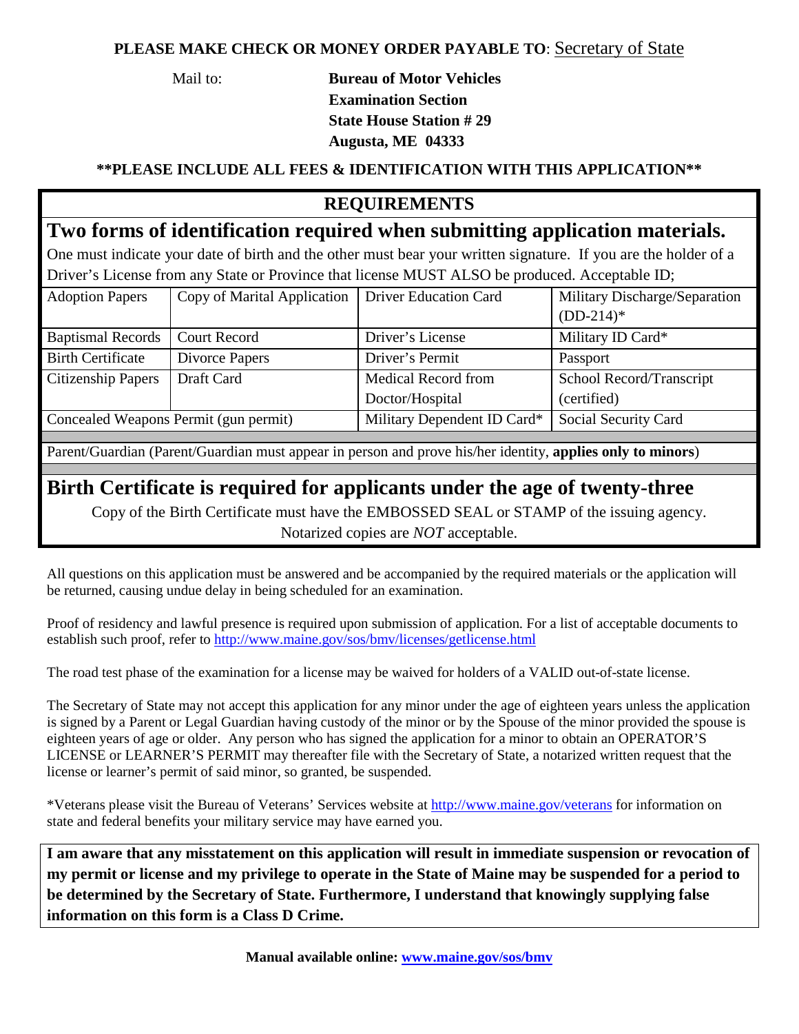**PLEASE MAKE CHECK OR MONEY ORDER PAYABLE TO**: Secretary of State

Mail to: **Bureau of Motor Vehicles**
**Examination Section**
**State House Station # 29**
**Augusta, ME 04333**

**\*\*PLEASE INCLUDE ALL FEES & IDENTIFICATION WITH THIS APPLICATION\*\***

## REQUIREMENTS

## Two forms of identification required when submitting application materials.

One must indicate your date of birth and the other must bear your written signature. If you are the holder of a Driver's License from any State or Province that license MUST ALSO be produced. Acceptable ID;

| | | | |
|---|---|---|---|
| Adoption Papers | Copy of Marital Application | Driver Education Card | Military Discharge/Separation (DD-214)* |
| Baptismal Records | Court Record | Driver's License | Military ID Card* |
| Birth Certificate | Divorce Papers | Driver's Permit | Passport |
| Citizenship Papers | Draft Card | Medical Record from Doctor/Hospital | School Record/Transcript (certified) |
| Concealed Weapons Permit (gun permit) | | Military Dependent ID Card* | Social Security Card |

Parent/Guardian (Parent/Guardian must appear in person and prove his/her identity, **applies only to minors**)

## Birth Certificate is required for applicants under the age of twenty-three

Copy of the Birth Certificate must have the EMBOSSED SEAL or STAMP of the issuing agency. Notarized copies are *NOT* acceptable.

All questions on this application must be answered and be accompanied by the required materials or the application will be returned, causing undue delay in being scheduled for an examination.

Proof of residency and lawful presence is required upon submission of application. For a list of acceptable documents to establish such proof, refer to http://www.maine.gov/sos/bmv/licenses/getlicense.html

The road test phase of the examination for a license may be waived for holders of a VALID out-of-state license.

The Secretary of State may not accept this application for any minor under the age of eighteen years unless the application is signed by a Parent or Legal Guardian having custody of the minor or by the Spouse of the minor provided the spouse is eighteen years of age or older. Any person who has signed the application for a minor to obtain an OPERATOR'S LICENSE or LEARNER'S PERMIT may thereafter file with the Secretary of State, a notarized written request that the license or learner's permit of said minor, so granted, be suspended.

*Veterans please visit the Bureau of Veterans' Services website at http://www.maine.gov/veterans for information on state and federal benefits your military service may have earned you.

**I am aware that any misstatement on this application will result in immediate suspension or revocation of my permit or license and my privilege to operate in the State of Maine may be suspended for a period to be determined by the Secretary of State. Furthermore, I understand that knowingly supplying false information on this form is a Class D Crime.**

**Manual available online: www.maine.gov/sos/bmv**